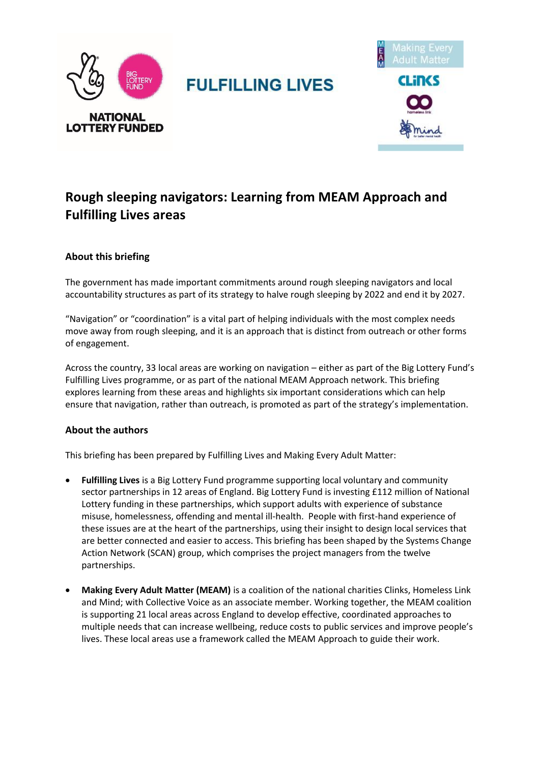# Rough sleeping navigators: Learning from MEAM Approach and Fulfilling Lives areas

## About this briefing

The government has made important commitments around rough sleeping navigators and local accountability structures as part of its strategy to halve rough sleeping by 2022 and end it by 2027.

"Navigation" or "coordination" is a vital part of helping individuals with the most complex needs move away from rough sleeping, and it is an approach that is distinct from outreach or other forms of engagement.

Across the country, 33 local areas are working on navigation – either as part of the Big Lottery Fund's Fulfilling Lives programme, or as part of the national MEAM Approach network. This briefing explores learning from these areas and highlights six important considerations which can help ensure that navigation, rather than outreach, is promoted as part of the strategy's implementation.

## About the authors

This briefing has been prepared by Fulfilling Lives and Making Every Adult Matter:

- **Fulfilling Lives** is a Big Lottery Fund programme supporting local voluntary and community sector partnerships in 12 areas of England. Big Lottery Fund is investing £112 million of National Lottery funding in these partnerships, which support adults with experience of substance misuse, homelessness, offending and mental ill-health. People with first-hand experience of these issues are at the heart of the partnerships, using their insight to design local services that are better connected and easier to access. This briefing has been shaped by the Systems Change Action Network (SCAN) group, which comprises the project managers from the twelve partnerships.

- **Making Every Adult Matter (MEAM)** is a coalition of the national charities Clinks, Homeless Link and Mind; with Collective Voice as an associate member. Working together, the MEAM coalition is supporting 21 local areas across England to develop effective, coordinated approaches to multiple needs that can increase wellbeing, reduce costs to public services and improve people's lives. These local areas use a framework called the MEAM Approach to guide their work.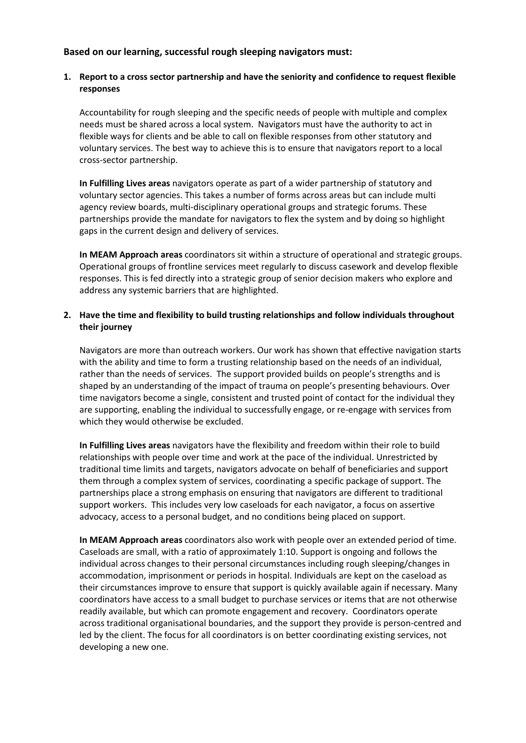**Based on our learning, successful rough sleeping navigators must:**

1. **Report to a cross sector partnership and have the seniority and confidence to request flexible responses**

   Accountability for rough sleeping and the specific needs of people with multiple and complex needs must be shared across a local system. Navigators must have the authority to act in flexible ways for clients and be able to call on flexible responses from other statutory and voluntary services. The best way to achieve this is to ensure that navigators report to a local cross-sector partnership.

   **In Fulfilling Lives areas** navigators operate as part of a wider partnership of statutory and voluntary sector agencies. This takes a number of forms across areas but can include multi agency review boards, multi-disciplinary operational groups and strategic forums. These partnerships provide the mandate for navigators to flex the system and by doing so highlight gaps in the current design and delivery of services.

   **In MEAM Approach areas** coordinators sit within a structure of operational and strategic groups. Operational groups of frontline services meet regularly to discuss casework and develop flexible responses. This is fed directly into a strategic group of senior decision makers who explore and address any systemic barriers that are highlighted.

2. **Have the time and flexibility to build trusting relationships and follow individuals throughout their journey**

   Navigators are more than outreach workers. Our work has shown that effective navigation starts with the ability and time to form a trusting relationship based on the needs of an individual, rather than the needs of services. The support provided builds on people's strengths and is shaped by an understanding of the impact of trauma on people's presenting behaviours. Over time navigators become a single, consistent and trusted point of contact for the individual they are supporting, enabling the individual to successfully engage, or re-engage with services from which they would otherwise be excluded.

   **In Fulfilling Lives areas** navigators have the flexibility and freedom within their role to build relationships with people over time and work at the pace of the individual. Unrestricted by traditional time limits and targets, navigators advocate on behalf of beneficiaries and support them through a complex system of services, coordinating a specific package of support. The partnerships place a strong emphasis on ensuring that navigators are different to traditional support workers. This includes very low caseloads for each navigator, a focus on assertive advocacy, access to a personal budget, and no conditions being placed on support.

   **In MEAM Approach areas** coordinators also work with people over an extended period of time. Caseloads are small, with a ratio of approximately 1:10. Support is ongoing and follows the individual across changes to their personal circumstances including rough sleeping/changes in accommodation, imprisonment or periods in hospital. Individuals are kept on the caseload as their circumstances improve to ensure that support is quickly available again if necessary. Many coordinators have access to a small budget to purchase services or items that are not otherwise readily available, but which can promote engagement and recovery. Coordinators operate across traditional organisational boundaries, and the support they provide is person-centred and led by the client. The focus for all coordinators is on better coordinating existing services, not developing a new one.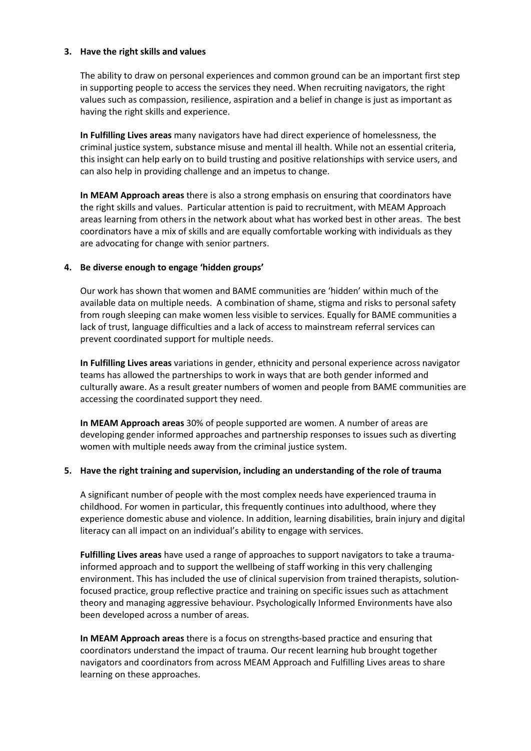**3. Have the right skills and values**

The ability to draw on personal experiences and common ground can be an important first step in supporting people to access the services they need. When recruiting navigators, the right values such as compassion, resilience, aspiration and a belief in change is just as important as having the right skills and experience.

**In Fulfilling Lives areas** many navigators have had direct experience of homelessness, the criminal justice system, substance misuse and mental ill health. While not an essential criteria, this insight can help early on to build trusting and positive relationships with service users, and can also help in providing challenge and an impetus to change.

**In MEAM Approach areas** there is also a strong emphasis on ensuring that coordinators have the right skills and values. Particular attention is paid to recruitment, with MEAM Approach areas learning from others in the network about what has worked best in other areas. The best coordinators have a mix of skills and are equally comfortable working with individuals as they are advocating for change with senior partners.

**4. Be diverse enough to engage 'hidden groups'**

Our work has shown that women and BAME communities are 'hidden' within much of the available data on multiple needs. A combination of shame, stigma and risks to personal safety from rough sleeping can make women less visible to services. Equally for BAME communities a lack of trust, language difficulties and a lack of access to mainstream referral services can prevent coordinated support for multiple needs.

**In Fulfilling Lives areas** variations in gender, ethnicity and personal experience across navigator teams has allowed the partnerships to work in ways that are both gender informed and culturally aware. As a result greater numbers of women and people from BAME communities are accessing the coordinated support they need.

**In MEAM Approach areas** 30% of people supported are women. A number of areas are developing gender informed approaches and partnership responses to issues such as diverting women with multiple needs away from the criminal justice system.

**5. Have the right training and supervision, including an understanding of the role of trauma**

A significant number of people with the most complex needs have experienced trauma in childhood. For women in particular, this frequently continues into adulthood, where they experience domestic abuse and violence. In addition, learning disabilities, brain injury and digital literacy can all impact on an individual's ability to engage with services.

**Fulfilling Lives areas** have used a range of approaches to support navigators to take a trauma-informed approach and to support the wellbeing of staff working in this very challenging environment. This has included the use of clinical supervision from trained therapists, solution-focused practice, group reflective practice and training on specific issues such as attachment theory and managing aggressive behaviour. Psychologically Informed Environments have also been developed across a number of areas.

**In MEAM Approach areas** there is a focus on strengths-based practice and ensuring that coordinators understand the impact of trauma. Our recent learning hub brought together navigators and coordinators from across MEAM Approach and Fulfilling Lives areas to share learning on these approaches.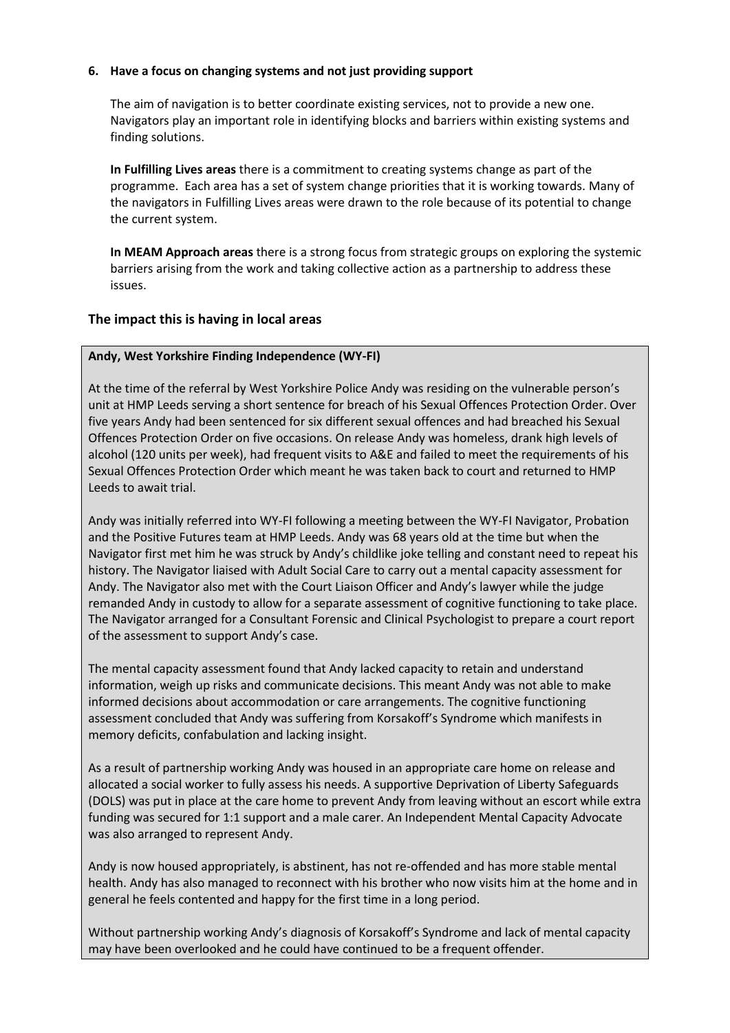**6. Have a focus on changing systems and not just providing support**

The aim of navigation is to better coordinate existing services, not to provide a new one. Navigators play an important role in identifying blocks and barriers within existing systems and finding solutions.

**In Fulfilling Lives areas** there is a commitment to creating systems change as part of the programme. Each area has a set of system change priorities that it is working towards. Many of the navigators in Fulfilling Lives areas were drawn to the role because of its potential to change the current system.

**In MEAM Approach areas** there is a strong focus from strategic groups on exploring the systemic barriers arising from the work and taking collective action as a partnership to address these issues.

## The impact this is having in local areas

**Andy, West Yorkshire Finding Independence (WY-FI)**

At the time of the referral by West Yorkshire Police Andy was residing on the vulnerable person's unit at HMP Leeds serving a short sentence for breach of his Sexual Offences Protection Order. Over five years Andy had been sentenced for six different sexual offences and had breached his Sexual Offences Protection Order on five occasions. On release Andy was homeless, drank high levels of alcohol (120 units per week), had frequent visits to A&E and failed to meet the requirements of his Sexual Offences Protection Order which meant he was taken back to court and returned to HMP Leeds to await trial.

Andy was initially referred into WY-FI following a meeting between the WY-FI Navigator, Probation and the Positive Futures team at HMP Leeds. Andy was 68 years old at the time but when the Navigator first met him he was struck by Andy's childlike joke telling and constant need to repeat his history. The Navigator liaised with Adult Social Care to carry out a mental capacity assessment for Andy. The Navigator also met with the Court Liaison Officer and Andy's lawyer while the judge remanded Andy in custody to allow for a separate assessment of cognitive functioning to take place. The Navigator arranged for a Consultant Forensic and Clinical Psychologist to prepare a court report of the assessment to support Andy's case.

The mental capacity assessment found that Andy lacked capacity to retain and understand information, weigh up risks and communicate decisions. This meant Andy was not able to make informed decisions about accommodation or care arrangements. The cognitive functioning assessment concluded that Andy was suffering from Korsakoff's Syndrome which manifests in memory deficits, confabulation and lacking insight.

As a result of partnership working Andy was housed in an appropriate care home on release and allocated a social worker to fully assess his needs. A supportive Deprivation of Liberty Safeguards (DOLS) was put in place at the care home to prevent Andy from leaving without an escort while extra funding was secured for 1:1 support and a male carer. An Independent Mental Capacity Advocate was also arranged to represent Andy.

Andy is now housed appropriately, is abstinent, has not re-offended and has more stable mental health. Andy has also managed to reconnect with his brother who now visits him at the home and in general he feels contented and happy for the first time in a long period.

Without partnership working Andy's diagnosis of Korsakoff's Syndrome and lack of mental capacity may have been overlooked and he could have continued to be a frequent offender.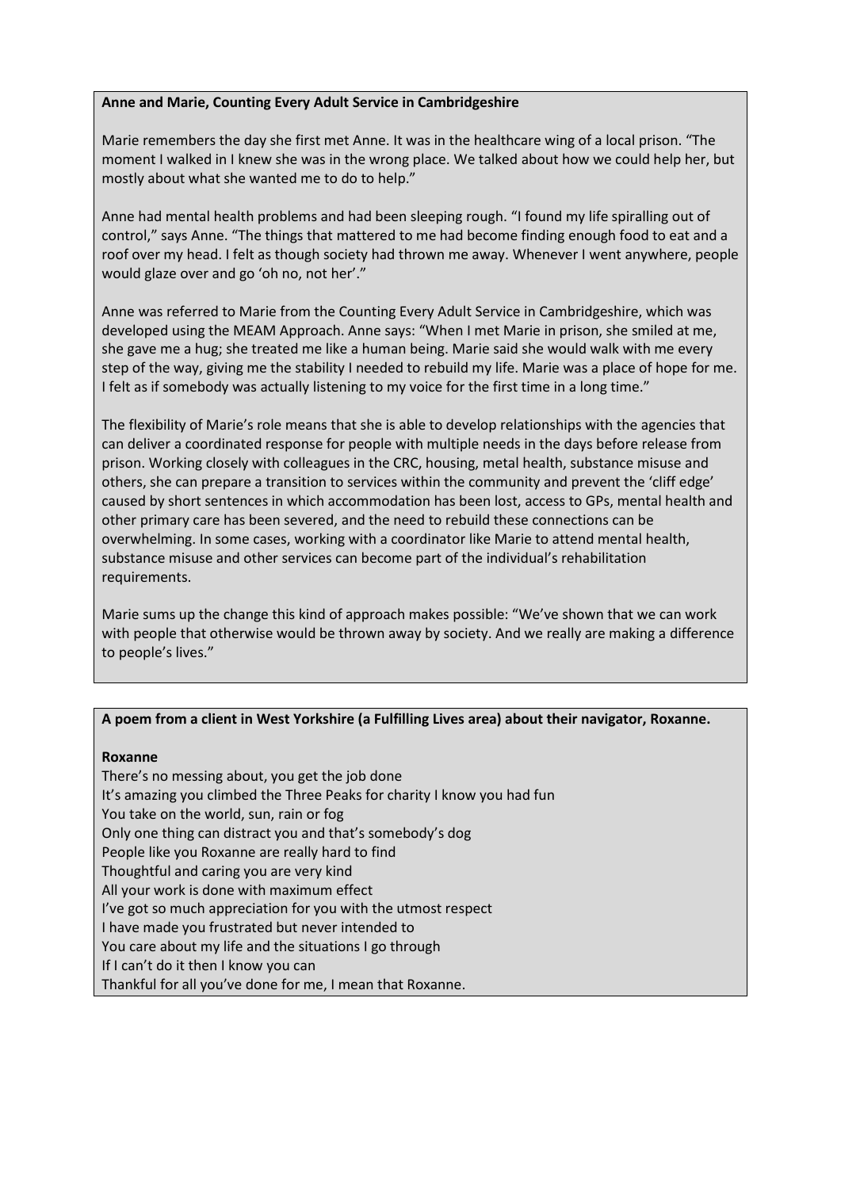**Anne and Marie, Counting Every Adult Service in Cambridgeshire**

Marie remembers the day she first met Anne. It was in the healthcare wing of a local prison. "The moment I walked in I knew she was in the wrong place. We talked about how we could help her, but mostly about what she wanted me to do to help."

Anne had mental health problems and had been sleeping rough. "I found my life spiralling out of control," says Anne. "The things that mattered to me had become finding enough food to eat and a roof over my head. I felt as though society had thrown me away. Whenever I went anywhere, people would glaze over and go 'oh no, not her'."

Anne was referred to Marie from the Counting Every Adult Service in Cambridgeshire, which was developed using the MEAM Approach. Anne says: "When I met Marie in prison, she smiled at me, she gave me a hug; she treated me like a human being. Marie said she would walk with me every step of the way, giving me the stability I needed to rebuild my life. Marie was a place of hope for me. I felt as if somebody was actually listening to my voice for the first time in a long time."

The flexibility of Marie's role means that she is able to develop relationships with the agencies that can deliver a coordinated response for people with multiple needs in the days before release from prison. Working closely with colleagues in the CRC, housing, metal health, substance misuse and others, she can prepare a transition to services within the community and prevent the 'cliff edge' caused by short sentences in which accommodation has been lost, access to GPs, mental health and other primary care has been severed, and the need to rebuild these connections can be overwhelming. In some cases, working with a coordinator like Marie to attend mental health, substance misuse and other services can become part of the individual's rehabilitation requirements.

Marie sums up the change this kind of approach makes possible: "We've shown that we can work with people that otherwise would be thrown away by society. And we really are making a difference to people's lives."

**A poem from a client in West Yorkshire (a Fulfilling Lives area) about their navigator, Roxanne.**

**Roxanne**

There's no messing about, you get the job done
It's amazing you climbed the Three Peaks for charity I know you had fun
You take on the world, sun, rain or fog
Only one thing can distract you and that's somebody's dog
People like you Roxanne are really hard to find
Thoughtful and caring you are very kind
All your work is done with maximum effect
I've got so much appreciation for you with the utmost respect
I have made you frustrated but never intended to
You care about my life and the situations I go through
If I can't do it then I know you can
Thankful for all you've done for me, I mean that Roxanne.